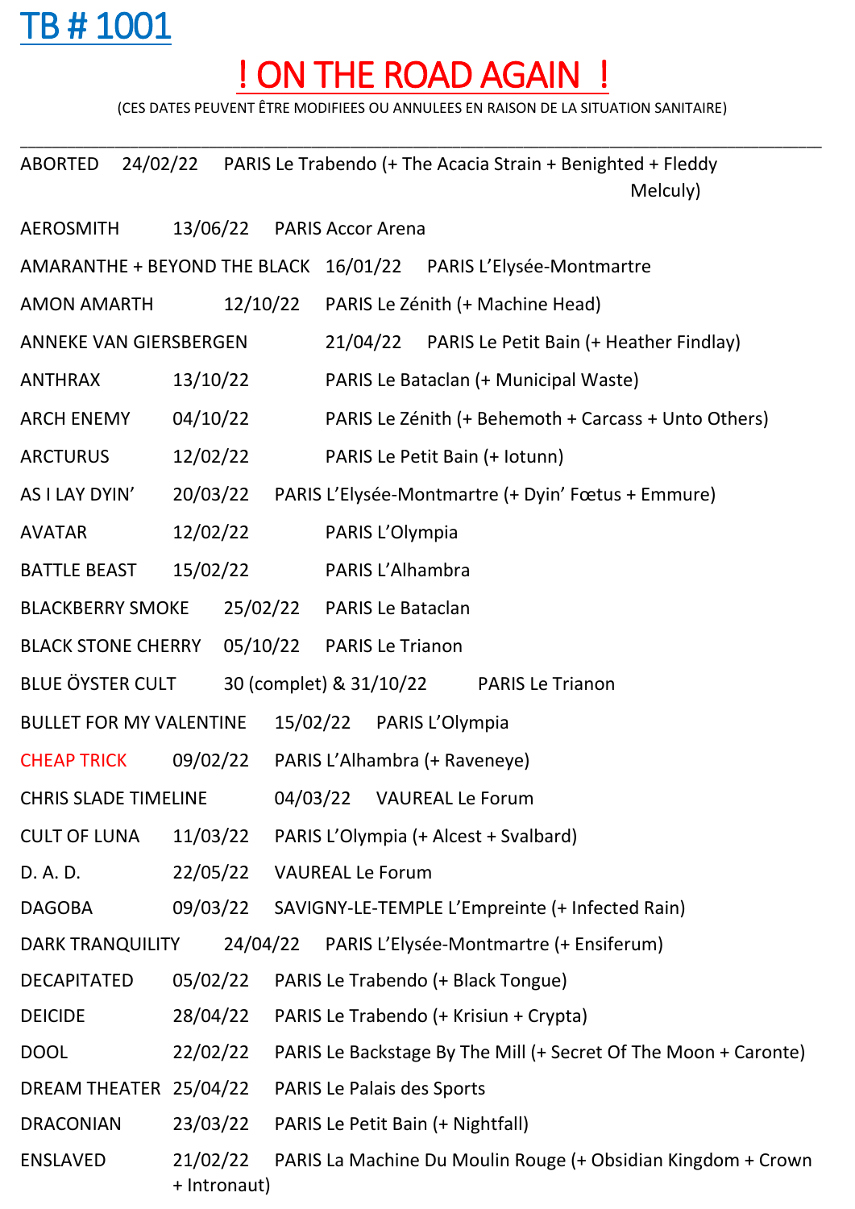# TB # 1001

## ! ON THE ROAD AGAIN !

(CES DATES PEUVENT ÊTRE MODIFIEES OU ANNULEES EN RAISON DE LA SITUATION SANITAIRE)

---

ABORTED 24/02/22 PARIS Le Trabendo (+ The Acacia Strain + Benighted + Fleddy Melculy)

AEROSMITH 13/06/22 PARIS Accor Arena

AMARANTHE + BEYOND THE BLACK 16/01/22 PARIS L'Elysée-Montmartre

AMON AMARTH 12/10/22 PARIS Le Zénith (+ Machine Head)

ANNEKE VAN GIERSBERGEN 21/04/22 PARIS Le Petit Bain (+ Heather Findlay)

ANTHRAX 13/10/22 PARIS Le Bataclan (+ Municipal Waste)

ARCH ENEMY 04/10/22 PARIS Le Zénith (+ Behemoth + Carcass + Unto Others)

ARCTURUS 12/02/22 PARIS Le Petit Bain (+ Iotunn)

AS I LAY DYIN' 20/03/22 PARIS L'Elysée-Montmartre (+ Dyin' Fœtus + Emmure)

AVATAR 12/02/22 PARIS L'Olympia

BATTLE BEAST 15/02/22 PARIS L'Alhambra

BLACKBERRY SMOKE 25/02/22 PARIS Le Bataclan

BLACK STONE CHERRY 05/10/22 PARIS Le Trianon

BLUE ÖYSTER CULT 30 (complet) & 31/10/22 PARIS Le Trianon

BULLET FOR MY VALENTINE 15/02/22 PARIS L'Olympia

CHEAP TRICK 09/02/22 PARIS L'Alhambra (+ Raveneye)

CHRIS SLADE TIMELINE 04/03/22 VAUREAL Le Forum

CULT OF LUNA 11/03/22 PARIS L'Olympia (+ Alcest + Svalbard)

D. A. D. 22/05/22 VAUREAL Le Forum

DAGOBA 09/03/22 SAVIGNY-LE-TEMPLE L'Empreinte (+ Infected Rain)

DARK TRANQUILITY 24/04/22 PARIS L'Elysée-Montmartre (+ Ensiferum)

DECAPITATED 05/02/22 PARIS Le Trabendo (+ Black Tongue)

DEICIDE 28/04/22 PARIS Le Trabendo (+ Krisiun + Crypta)

DOOL 22/02/22 PARIS Le Backstage By The Mill (+ Secret Of The Moon + Caronte)

DREAM THEATER 25/04/22 PARIS Le Palais des Sports

DRACONIAN 23/03/22 PARIS Le Petit Bain (+ Nightfall)

ENSLAVED 21/02/22 PARIS La Machine Du Moulin Rouge (+ Obsidian Kingdom + Crown + Intronaut)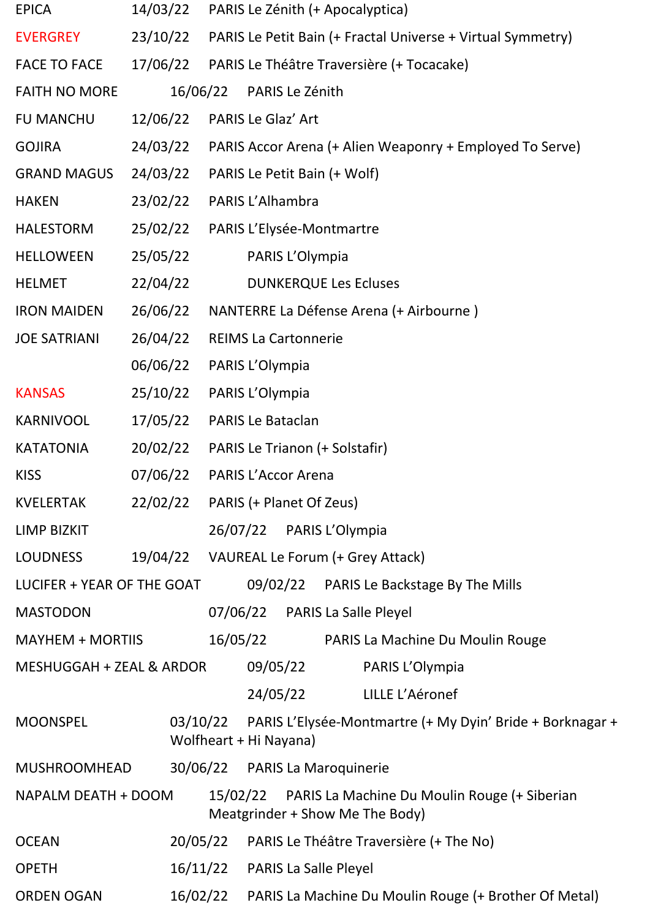| | | |
|---|---|---|
| EPICA | 14/03/22 | PARIS Le Zénith (+ Apocalyptica) |
| EVERGREY | 23/10/22 | PARIS Le Petit Bain (+ Fractal Universe + Virtual Symmetry) |
| FACE TO FACE | 17/06/22 | PARIS Le Théâtre Traversière (+ Tocacake) |
| FAITH NO MORE | 16/06/22 | PARIS Le Zénith |
| FU MANCHU | 12/06/22 | PARIS Le Glaz' Art |
| GOJIRA | 24/03/22 | PARIS Accor Arena (+ Alien Weaponry + Employed To Serve) |
| GRAND MAGUS | 24/03/22 | PARIS Le Petit Bain (+ Wolf) |
| HAKEN | 23/02/22 | PARIS L'Alhambra |
| HALESTORM | 25/02/22 | PARIS L'Elysée-Montmartre |
| HELLOWEEN | 25/05/22 | PARIS L'Olympia |
| HELMET | 22/04/22 | DUNKERQUE Les Ecluses |
| IRON MAIDEN | 26/06/22 | NANTERRE La Défense Arena (+ Airbourne ) |
| JOE SATRIANI | 26/04/22 | REIMS La Cartonnerie |
| | 06/06/22 | PARIS L'Olympia |
| KANSAS | 25/10/22 | PARIS L'Olympia |
| KARNIVOOL | 17/05/22 | PARIS Le Bataclan |
| KATATONIA | 20/02/22 | PARIS Le Trianon (+ Solstafir) |
| KISS | 07/06/22 | PARIS L'Accor Arena |
| KVELERTAK | 22/02/22 | PARIS (+ Planet Of Zeus) |
| LIMP BIZKIT | 26/07/22 | PARIS L'Olympia |
| LOUDNESS | 19/04/22 | VAUREAL Le Forum (+ Grey Attack) |
| LUCIFER + YEAR OF THE GOAT | 09/02/22 | PARIS Le Backstage By The Mills |
| MASTODON | 07/06/22 | PARIS La Salle Pleyel |
| MAYHEM + MORTIIS | 16/05/22 | PARIS La Machine Du Moulin Rouge |
| MESHUGGAH + ZEAL & ARDOR | 09/05/22 | PARIS L'Olympia |
| | 24/05/22 | LILLE L'Aéronef |
| MOONSPEL | 03/10/22 | PARIS L'Elysée-Montmartre (+ My Dyin' Bride + Borknagar + Wolfheart + Hi Nayana) |
| MUSHROOMHEAD | 30/06/22 | PARIS La Maroquinerie |
| NAPALM DEATH + DOOM | 15/02/22 | PARIS La Machine Du Moulin Rouge (+ Siberian Meatgrinder + Show Me The Body) |
| OCEAN | 20/05/22 | PARIS Le Théâtre Traversière (+ The No) |
| OPETH | 16/11/22 | PARIS La Salle Pleyel |
| ORDEN OGAN | 16/02/22 | PARIS La Machine Du Moulin Rouge (+ Brother Of Metal) |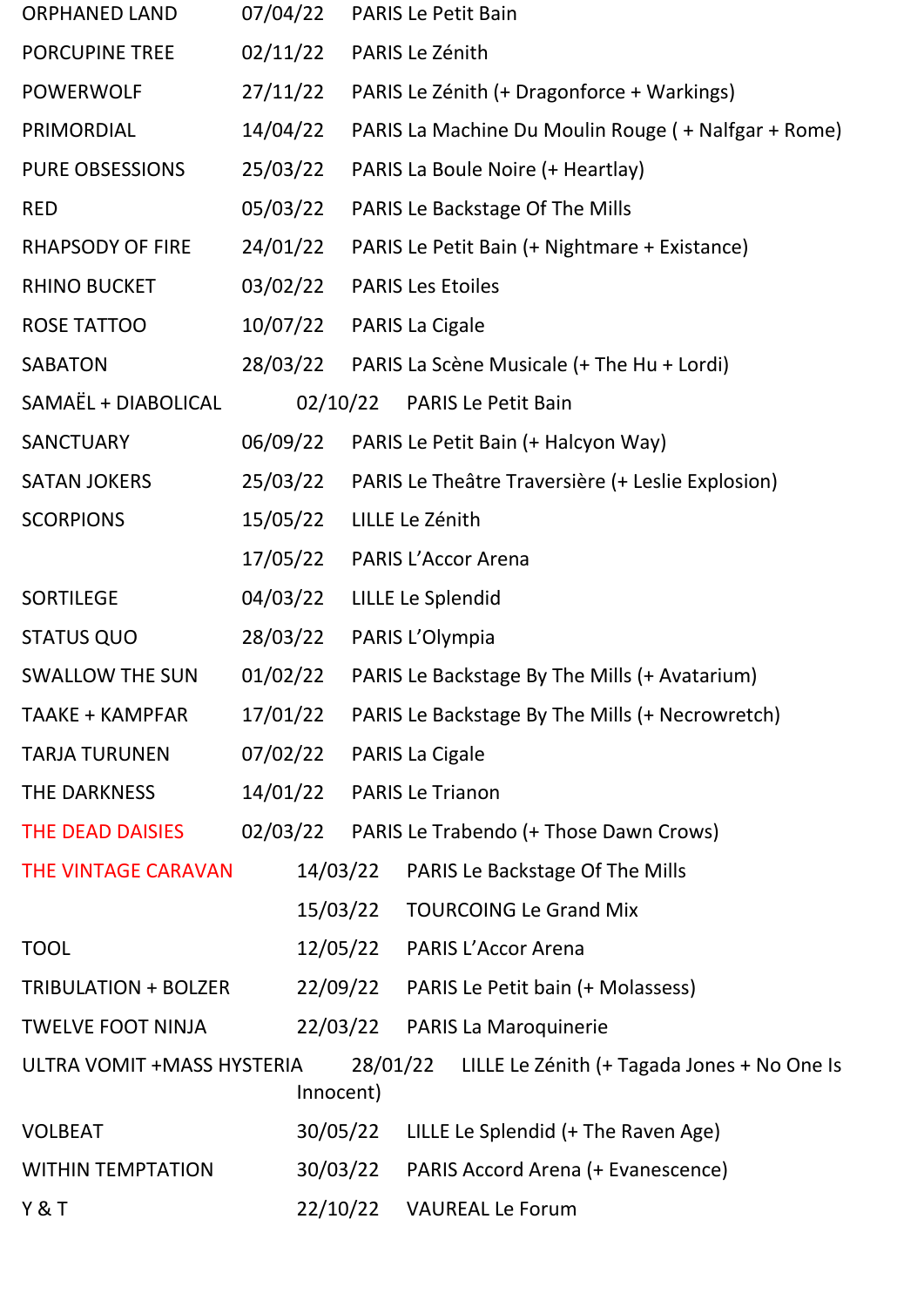| | | |
|---|---|---|
| ORPHANED LAND | 07/04/22 | PARIS Le Petit Bain |
| PORCUPINE TREE | 02/11/22 | PARIS Le Zénith |
| POWERWOLF | 27/11/22 | PARIS Le Zénith (+ Dragonforce + Warkings) |
| PRIMORDIAL | 14/04/22 | PARIS La Machine Du Moulin Rouge ( + Nalfgar + Rome) |
| PURE OBSESSIONS | 25/03/22 | PARIS La Boule Noire (+ Heartlay) |
| RED | 05/03/22 | PARIS Le Backstage Of The Mills |
| RHAPSODY OF FIRE | 24/01/22 | PARIS Le Petit Bain (+ Nightmare + Existance) |
| RHINO BUCKET | 03/02/22 | PARIS Les Etoiles |
| ROSE TATTOO | 10/07/22 | PARIS La Cigale |
| SABATON | 28/03/22 | PARIS La Scène Musicale (+ The Hu + Lordi) |
| SAMAËL + DIABOLICAL | 02/10/22 | PARIS Le Petit Bain |
| SANCTUARY | 06/09/22 | PARIS Le Petit Bain (+ Halcyon Way) |
| SATAN JOKERS | 25/03/22 | PARIS Le Theâtre Traversière (+ Leslie Explosion) |
| SCORPIONS | 15/05/22 | LILLE Le Zénith |
| | 17/05/22 | PARIS L'Accor Arena |
| SORTILEGE | 04/03/22 | LILLE Le Splendid |
| STATUS QUO | 28/03/22 | PARIS L'Olympia |
| SWALLOW THE SUN | 01/02/22 | PARIS Le Backstage By The Mills (+ Avatarium) |
| TAAKE + KAMPFAR | 17/01/22 | PARIS Le Backstage By The Mills (+ Necrowretch) |
| TARJA TURUNEN | 07/02/22 | PARIS La Cigale |
| THE DARKNESS | 14/01/22 | PARIS Le Trianon |
| THE DEAD DAISIES | 02/03/22 | PARIS Le Trabendo (+ Those Dawn Crows) |
| THE VINTAGE CARAVAN | 14/03/22 | PARIS Le Backstage Of The Mills |
| | 15/03/22 | TOURCOING Le Grand Mix |
| TOOL | 12/05/22 | PARIS L'Accor Arena |
| TRIBULATION + BOLZER | 22/09/22 | PARIS Le Petit bain (+ Molassess) |
| TWELVE FOOT NINJA | 22/03/22 | PARIS La Maroquinerie |
| ULTRA VOMIT +MASS HYSTERIA | 28/01/22 | LILLE Le Zénith (+ Tagada Jones + No One Is Innocent) |
| VOLBEAT | 30/05/22 | LILLE Le Splendid (+ The Raven Age) |
| WITHIN TEMPTATION | 30/03/22 | PARIS Accord Arena (+ Evanescence) |
| Y & T | 22/10/22 | VAUREAL Le Forum |